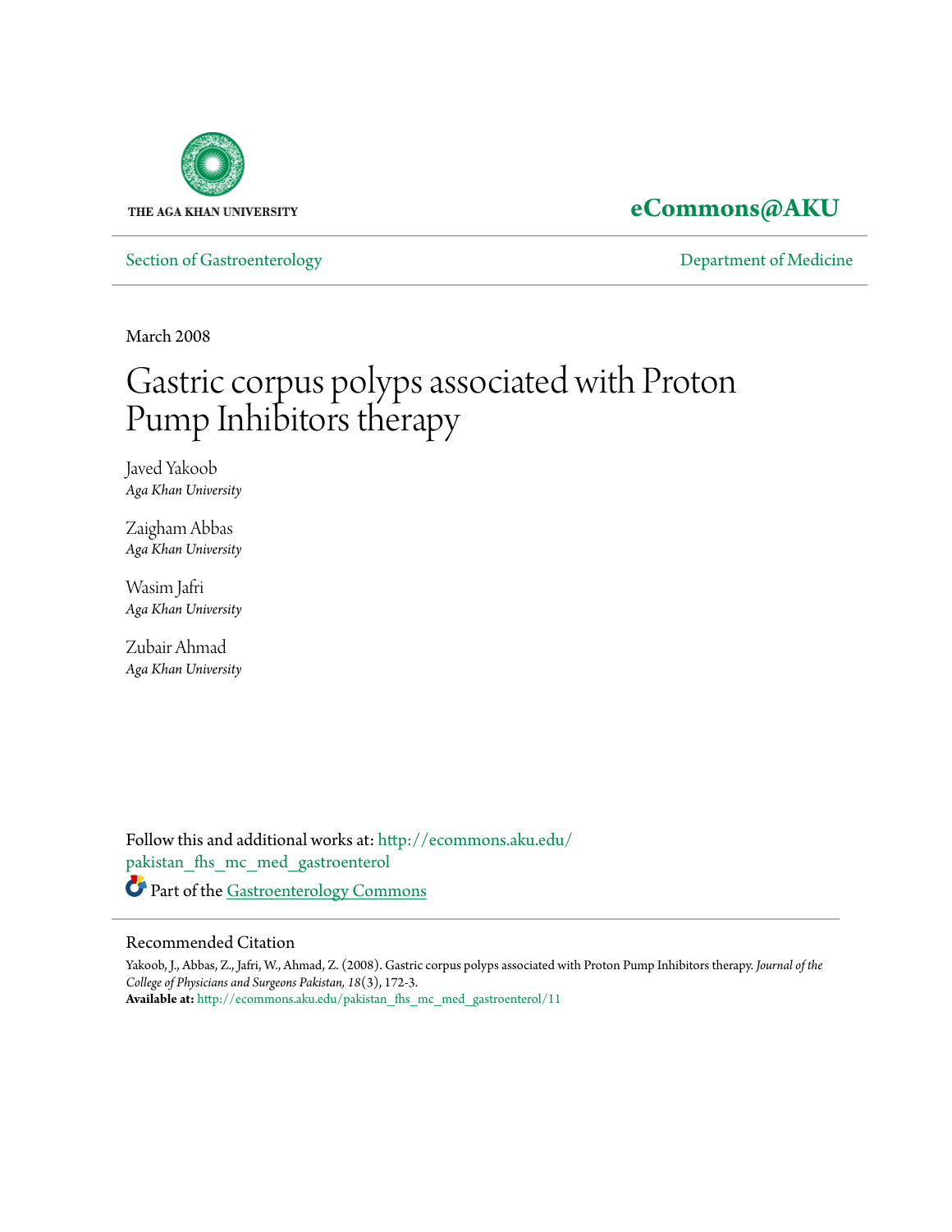THE AGA KHAN UNIVERSITY

**eCommons@AKU**

Section of Gastroenterology | Department of Medicine

March 2008

# Gastric corpus polyps associated with Proton Pump Inhibitors therapy

Javed Yakoob
*Aga Khan University*

Zaigham Abbas
*Aga Khan University*

Wasim Jafri
*Aga Khan University*

Zubair Ahmad
*Aga Khan University*

Follow this and additional works at: http://ecommons.aku.edu/pakistan_fhs_mc_med_gastroenterol

Part of the Gastroenterology Commons

## Recommended Citation

Yakoob, J., Abbas, Z., Jafri, W., Ahmad, Z. (2008). Gastric corpus polyps associated with Proton Pump Inhibitors therapy. *Journal of the College of Physicians and Surgeons Pakistan, 18*(3), 172-3.
**Available at:** http://ecommons.aku.edu/pakistan_fhs_mc_med_gastroenterol/11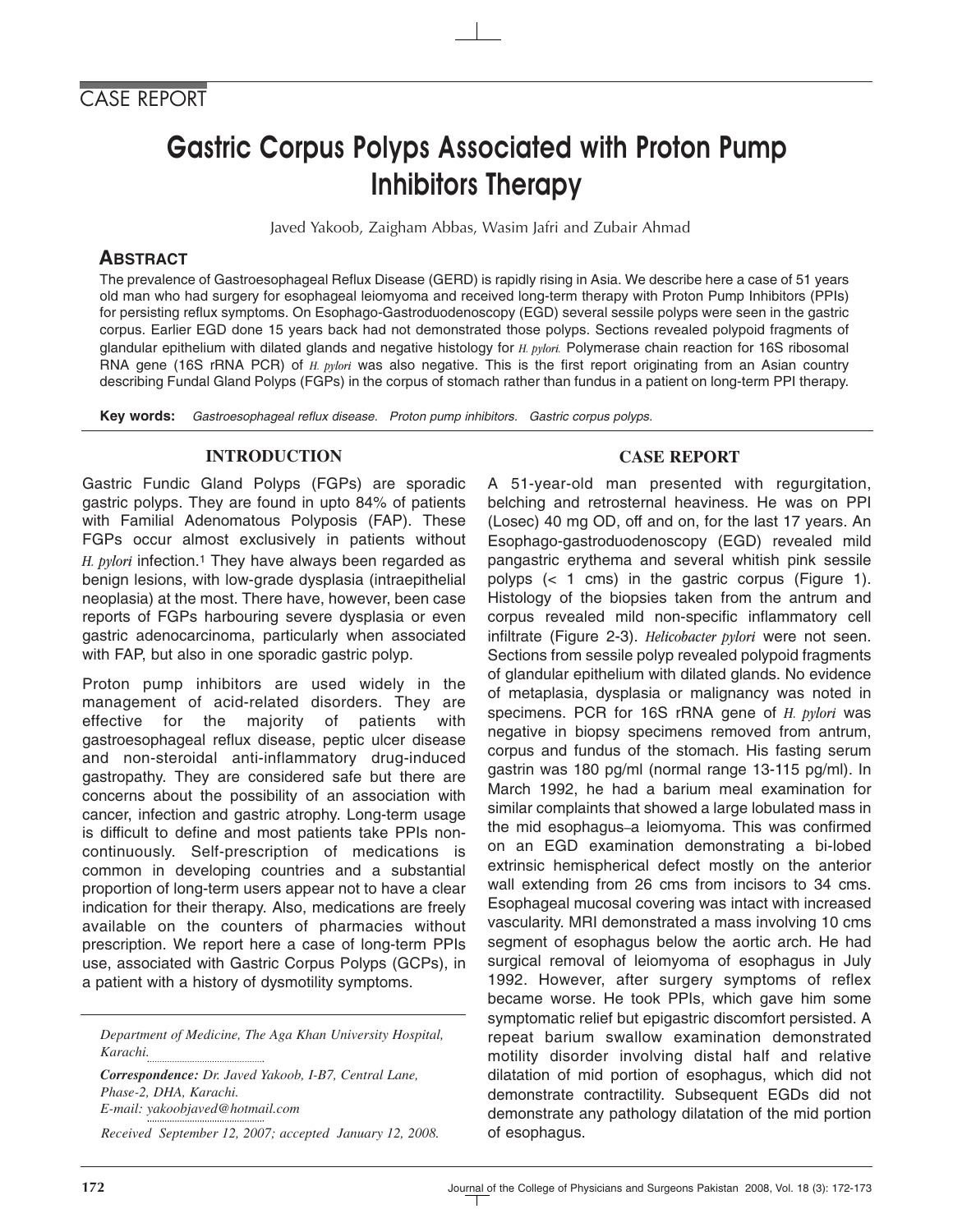CASE REPORT

# Gastric Corpus Polyps Associated with Proton Pump Inhibitors Therapy

Javed Yakoob, Zaigham Abbas, Wasim Jafri and Zubair Ahmad

## ABSTRACT

The prevalence of Gastroesophageal Reflux Disease (GERD) is rapidly rising in Asia. We describe here a case of 51 years old man who had surgery for esophageal leiomyoma and received long-term therapy with Proton Pump Inhibitors (PPIs) for persisting reflux symptoms. On Esophago-Gastroduodenoscopy (EGD) several sessile polyps were seen in the gastric corpus. Earlier EGD done 15 years back had not demonstrated those polyps. Sections revealed polypoid fragments of glandular epithelium with dilated glands and negative histology for *H. pylori.* Polymerase chain reaction for 16S ribosomal RNA gene (16S rRNA PCR) of *H. pylori* was also negative. This is the first report originating from an Asian country describing Fundal Gland Polyps (FGPs) in the corpus of stomach rather than fundus in a patient on long-term PPI therapy.

**Key words:** *Gastroesophageal reflux disease. Proton pump inhibitors. Gastric corpus polyps.*

## INTRODUCTION

Gastric Fundic Gland Polyps (FGPs) are sporadic gastric polyps. They are found in upto 84% of patients with Familial Adenomatous Polyposis (FAP). These FGPs occur almost exclusively in patients without *H. pylori* infection.[1] They have always been regarded as benign lesions, with low-grade dysplasia (intraepithelial neoplasia) at the most. There have, however, been case reports of FGPs harbouring severe dysplasia or even gastric adenocarcinoma, particularly when associated with FAP, but also in one sporadic gastric polyp.

Proton pump inhibitors are used widely in the management of acid-related disorders. They are effective for the majority of patients with gastroesophageal reflux disease, peptic ulcer disease and non-steroidal anti-inflammatory drug-induced gastropathy. They are considered safe but there are concerns about the possibility of an association with cancer, infection and gastric atrophy. Long-term usage is difficult to define and most patients take PPIs non-continuously. Self-prescription of medications is common in developing countries and a substantial proportion of long-term users appear not to have a clear indication for their therapy. Also, medications are freely available on the counters of pharmacies without prescription. We report here a case of long-term PPIs use, associated with Gastric Corpus Polyps (GCPs), in a patient with a history of dysmotility symptoms.

*Department of Medicine, The Aga Khan University Hospital, Karachi.*

***Correspondence:*** *Dr. Javed Yakoob, I-B7, Central Lane, Phase-2, DHA, Karachi.*
*E-mail: yakoobjaved@hotmail.com*

*Received September 12, 2007; accepted January 12, 2008.*

## CASE REPORT

A 51-year-old man presented with regurgitation, belching and retrosternal heaviness. He was on PPI (Losec) 40 mg OD, off and on, for the last 17 years. An Esophago-gastroduodenoscopy (EGD) revealed mild pangastric erythema and several whitish pink sessile polyps (< 1 cms) in the gastric corpus (Figure 1). Histology of the biopsies taken from the antrum and corpus revealed mild non-specific inflammatory cell infiltrate (Figure 2-3). *Helicobacter pylori* were not seen. Sections from sessile polyp revealed polypoid fragments of glandular epithelium with dilated glands. No evidence of metaplasia, dysplasia or malignancy was noted in specimens. PCR for 16S rRNA gene of *H. pylori* was negative in biopsy specimens removed from antrum, corpus and fundus of the stomach. His fasting serum gastrin was 180 pg/ml (normal range 13-115 pg/ml). In March 1992, he had a barium meal examination for similar complaints that showed a large lobulated mass in the mid esophagus–a leiomyoma. This was confirmed on an EGD examination demonstrating a bi-lobed extrinsic hemispherical defect mostly on the anterior wall extending from 26 cms from incisors to 34 cms. Esophageal mucosal covering was intact with increased vascularity. MRI demonstrated a mass involving 10 cms segment of esophagus below the aortic arch. He had surgical removal of leiomyoma of esophagus in July 1992. However, after surgery symptoms of reflex became worse. He took PPIs, which gave him some symptomatic relief but epigastric discomfort persisted. A repeat barium swallow examination demonstrated motility disorder involving distal half and relative dilatation of mid portion of esophagus, which did not demonstrate contractility. Subsequent EGDs did not demonstrate any pathology dilatation of the mid portion of esophagus.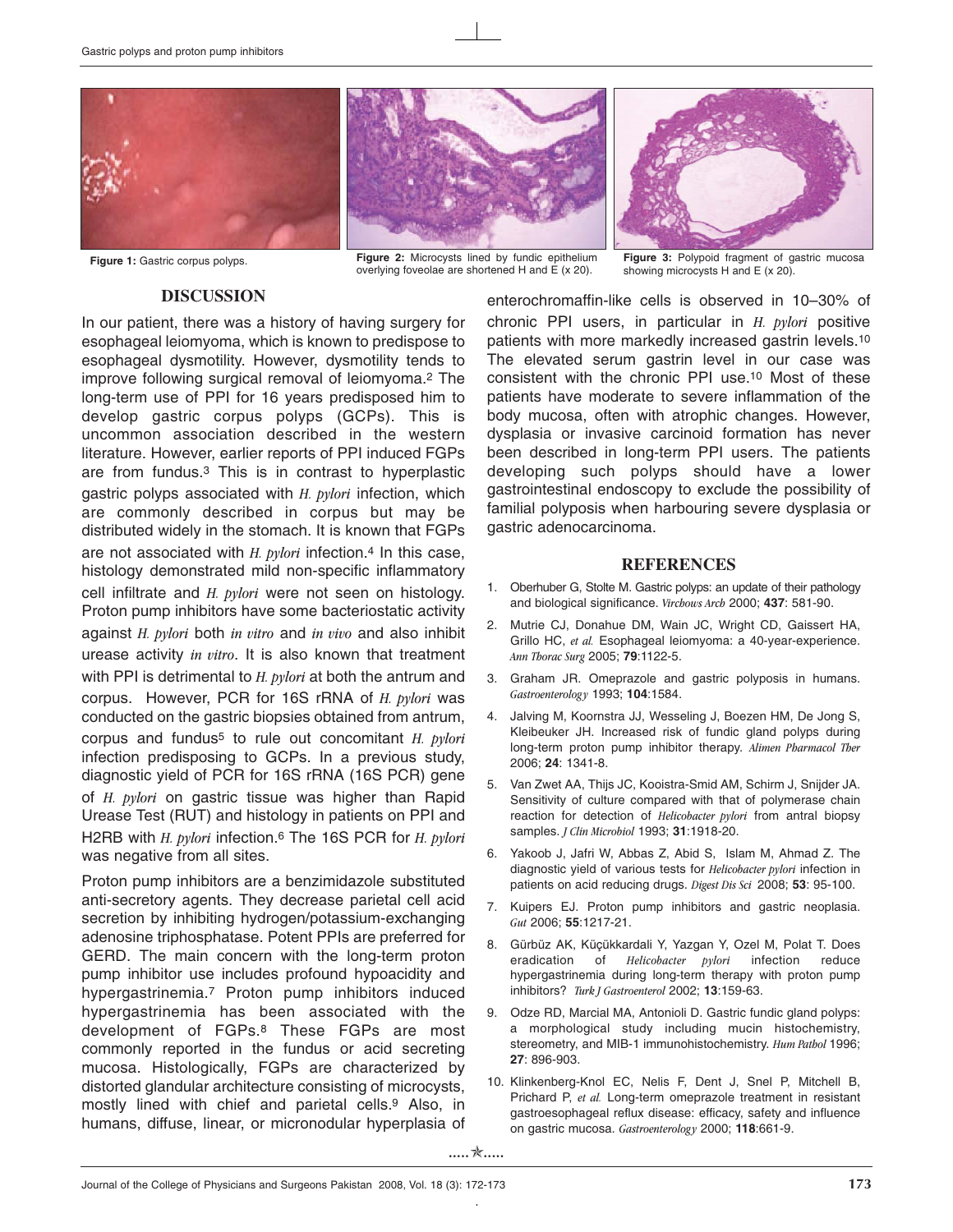Figure 1: Gastric corpus polyps.

Figure 2: Microcysts lined by fundic epithelium overlying foveolae are shortened H and E (x 20).

Figure 3: Polypoid fragment of gastric mucosa showing microcysts H and E (x 20).

## DISCUSSION

In our patient, there was a history of having surgery for esophageal leiomyoma, which is known to predispose to esophageal dysmotility. However, dysmotility tends to improve following surgical removal of leiomyoma.[2] The long-term use of PPI for 16 years predisposed him to develop gastric corpus polyps (GCPs). This is uncommon association described in the western literature. However, earlier reports of PPI induced FGPs are from fundus.[3] This is in contrast to hyperplastic gastric polyps associated with *H. pylori* infection, which are commonly described in corpus but may be distributed widely in the stomach. It is known that FGPs are not associated with *H. pylori* infection.[4] In this case, histology demonstrated mild non-specific inflammatory cell infiltrate and *H. pylori* were not seen on histology. Proton pump inhibitors have some bacteriostatic activity against *H. pylori* both *in vitro* and *in vivo* and also inhibit urease activity *in vitro*. It is also known that treatment with PPI is detrimental to *H. pylori* at both the antrum and corpus. However, PCR for 16S rRNA of *H. pylori* was conducted on the gastric biopsies obtained from antrum, corpus and fundus[5] to rule out concomitant *H. pylori* infection predisposing to GCPs. In a previous study, diagnostic yield of PCR for 16S rRNA (16S PCR) gene of *H. pylori* on gastric tissue was higher than Rapid Urease Test (RUT) and histology in patients on PPI and H2RB with *H. pylori* infection.[6] The 16S PCR for *H. pylori* was negative from all sites.

Proton pump inhibitors are a benzimidazole substituted anti-secretory agents. They decrease parietal cell acid secretion by inhibiting hydrogen/potassium-exchanging adenosine triphosphatase. Potent PPIs are preferred for GERD. The main concern with the long-term proton pump inhibitor use includes profound hypoacidity and hypergastrinemia.[7] Proton pump inhibitors induced hypergastrinemia has been associated with the development of FGPs.[8] These FGPs are most commonly reported in the fundus or acid secreting mucosa. Histologically, FGPs are characterized by distorted glandular architecture consisting of microcysts, mostly lined with chief and parietal cells.[9] Also, in humans, diffuse, linear, or micronodular hyperplasia of enterochromaffin-like cells is observed in 10–30% of chronic PPI users, in particular in *H. pylori* positive patients with more markedly increased gastrin levels.[10] The elevated serum gastrin level in our case was consistent with the chronic PPI use.[10] Most of these patients have moderate to severe inflammation of the body mucosa, often with atrophic changes. However, dysplasia or invasive carcinoid formation has never been described in long-term PPI users. The patients developing such polyps should have a lower gastrointestinal endoscopy to exclude the possibility of familial polyposis when harbouring severe dysplasia or gastric adenocarcinoma.

## REFERENCES

1. Oberhuber G, Stolte M. Gastric polyps: an update of their pathology and biological significance. *Virchows Arch* 2000; **437**: 581-90.
2. Mutrie CJ, Donahue DM, Wain JC, Wright CD, Gaissert HA, Grillo HC, *et al.* Esophageal leiomyoma: a 40-year-experience. *Ann Thorac Surg* 2005; **79**:1122-5.
3. Graham JR. Omeprazole and gastric polyposis in humans. *Gastroenterology* 1993; **104**:1584.
4. Jalving M, Koornstra JJ, Wesseling J, Boezen HM, De Jong S, Kleibeuker JH. Increased risk of fundic gland polyps during long-term proton pump inhibitor therapy. *Aliment Pharmacol Ther* 2006; **24**: 1341-8.
5. Van Zwet AA, Thijs JC, Kooistra-Smid AM, Schirm J, Snijder JA. Sensitivity of culture compared with that of polymerase chain reaction for detection of *Helicobacter pylori* from antral biopsy samples. *J Clin Microbiol* 1993; **31**:1918-20.
6. Yakoob J, Jafri W, Abbas Z, Abid S, Islam M, Ahmad Z. The diagnostic yield of various tests for *Helicobacter pylori* infection in patients on acid reducing drugs. *Digest Dis Sci* 2008; **53**: 95-100.
7. Kuipers EJ. Proton pump inhibitors and gastric neoplasia. *Gut* 2006; **55**:1217-21.
8. Gürbüz AK, Küçükkardali Y, Yazgan Y, Ozel M, Polat T. Does eradication of *Helicobacter pylori* infection reduce hypergastrinemia during long-term therapy with proton pump inhibitors? *Turk J Gastroenterol* 2002; **13**:159-63.
9. Odze RD, Marcial MA, Antonioli D. Gastric fundic gland polyps: a morphological study including mucin histochemistry, stereometry, and MIB-1 immunohistochemistry. *Hum Pathol* 1996; **27**: 896-903.
10. Klinkenberg-Knol EC, Nelis F, Dent J, Snel P, Mitchell B, Prichard P, *et al.* Long-term omeprazole treatment in resistant gastroesophageal reflux disease: efficacy, safety and influence on gastric mucosa. *Gastroenterology* 2000; **118**:661-9.